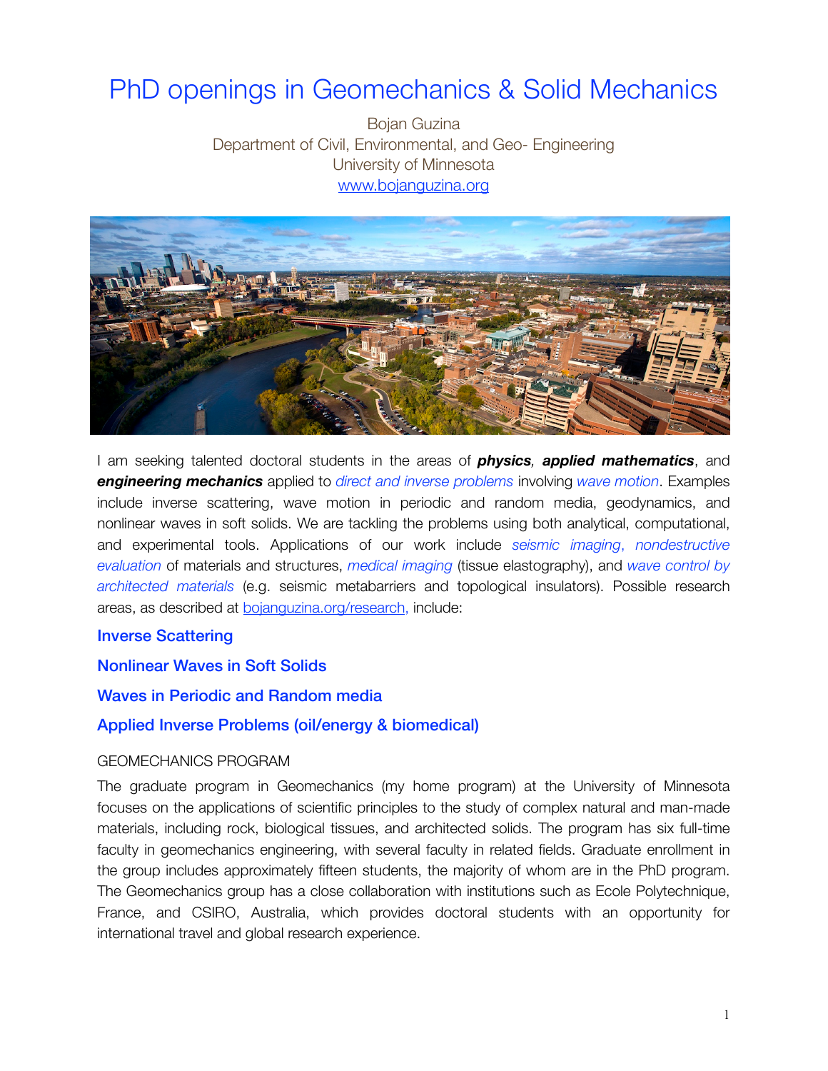# PhD openings in Geomechanics & Solid Mechanics

Bojan Guzina
Department of Civil, Environmental, and Geo- Engineering
University of Minnesota
www.bojanguzina.org

I am seeking talented doctoral students in the areas of ***physics, applied mathematics***, and ***engineering mechanics*** applied to *direct and inverse problems* involving *wave motion*. Examples include inverse scattering, wave motion in periodic and random media, geodynamics, and nonlinear waves in soft solids. We are tackling the problems using both analytical, computational, and experimental tools. Applications of our work include *seismic imaging*, *nondestructive evaluation* of materials and structures, *medical imaging* (tissue elastography), and *wave control by architected materials* (e.g. seismic metabarriers and topological insulators). Possible research areas, as described at bojanguzina.org/research, include:

**Inverse Scattering**

**Nonlinear Waves in Soft Solids**

**Waves in Periodic and Random media**

**Applied Inverse Problems (oil/energy & biomedical)**

## GEOMECHANICS PROGRAM

The graduate program in Geomechanics (my home program) at the University of Minnesota focuses on the applications of scientific principles to the study of complex natural and man-made materials, including rock, biological tissues, and architected solids. The program has six full-time faculty in geomechanics engineering, with several faculty in related fields. Graduate enrollment in the group includes approximately fifteen students, the majority of whom are in the PhD program. The Geomechanics group has a close collaboration with institutions such as Ecole Polytechnique, France, and CSIRO, Australia, which provides doctoral students with an opportunity for international travel and global research experience.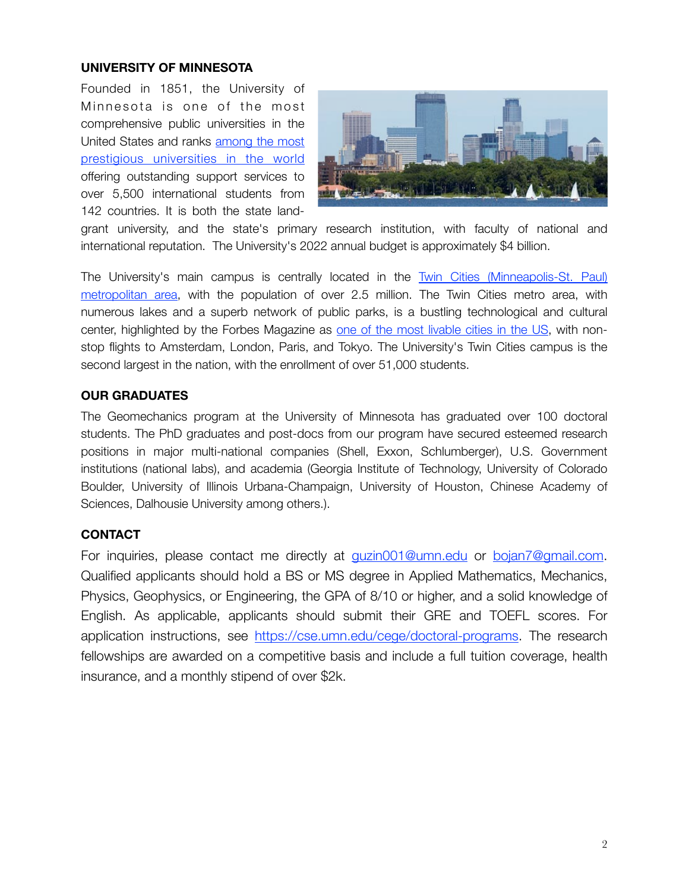## UNIVERSITY OF MINNESOTA

Founded in 1851, the University of Minnesota is one of the most comprehensive public universities in the United States and ranks among the most prestigious universities in the world offering outstanding support services to over 5,500 international students from 142 countries. It is both the state land-grant university, and the state's primary research institution, with faculty of national and international reputation. The University's 2022 annual budget is approximately $4 billion.

The University's main campus is centrally located in the Twin Cities (Minneapolis-St. Paul) metropolitan area, with the population of over 2.5 million. The Twin Cities metro area, with numerous lakes and a superb network of public parks, is a bustling technological and cultural center, highlighted by the Forbes Magazine as one of the most livable cities in the US, with non-stop flights to Amsterdam, London, Paris, and Tokyo. The University's Twin Cities campus is the second largest in the nation, with the enrollment of over 51,000 students.

## OUR GRADUATES

The Geomechanics program at the University of Minnesota has graduated over 100 doctoral students. The PhD graduates and post-docs from our program have secured esteemed research positions in major multi-national companies (Shell, Exxon, Schlumberger), U.S. Government institutions (national labs), and academia (Georgia Institute of Technology, University of Colorado Boulder, University of Illinois Urbana-Champaign, University of Houston, Chinese Academy of Sciences, Dalhousie University among others.).

## CONTACT

For inquiries, please contact me directly at guzin001@umn.edu or bojan7@gmail.com. Qualified applicants should hold a BS or MS degree in Applied Mathematics, Mechanics, Physics, Geophysics, or Engineering, the GPA of 8/10 or higher, and a solid knowledge of English. As applicable, applicants should submit their GRE and TOEFL scores. For application instructions, see https://cse.umn.edu/cege/doctoral-programs. The research fellowships are awarded on a competitive basis and include a full tuition coverage, health insurance, and a monthly stipend of over $2k.